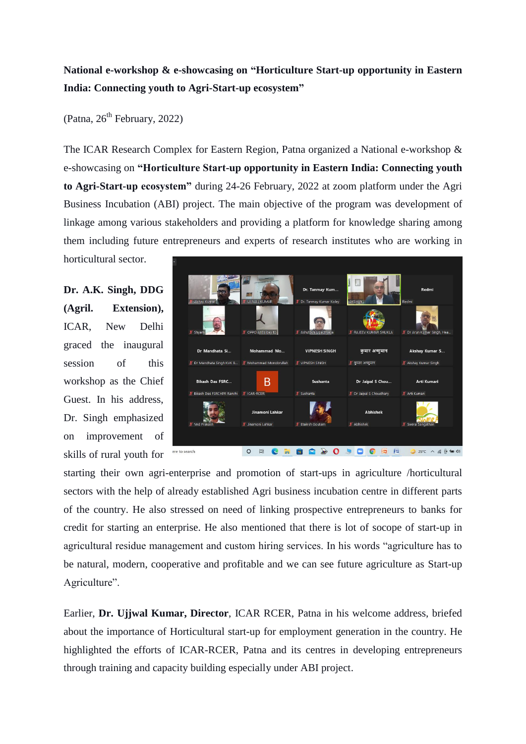**National e-workshop & e-showcasing on "Horticulture Start-up opportunity in Eastern India: Connecting youth to Agri-Start-up ecosystem"**

(Patna, 26th February, 2022)

The ICAR Research Complex for Eastern Region, Patna organized a National e-workshop & e-showcasing on **"Horticulture Start-up opportunity in Eastern India: Connecting youth to Agri-Start-up ecosystem"** during 24-26 February, 2022 at zoom platform under the Agri Business Incubation (ABI) project. The main objective of the program was development of linkage among various stakeholders and providing a platform for knowledge sharing among them including future entrepreneurs and experts of research institutes who are working in horticultural sector.

**Dr. A.K. Singh, DDG (Agril. Extension),** ICAR, New Delhi graced the inaugural session of this workshop as the Chief Guest. In his address, Dr. Singh emphasized on improvement of skills of rural youth for starting their own agri-enterprise and promotion of start-ups in agriculture /horticultural sectors with the help of already established Agri business incubation centre in different parts of the country. He also stressed on need of linking prospective entrepreneurs to banks for credit for starting an enterprise. He also mentioned that there is lot of socope of start-up in agricultural residue management and custom hiring services. In his words "agriculture has to be natural, modern, cooperative and profitable and we can see future agriculture as Start-up Agriculture".

Earlier, **Dr. Ujjwal Kumar, Director**, ICAR RCER, Patna in his welcome address, briefed about the importance of Horticultural start-up for employment generation in the country. He highlighted the efforts of ICAR-RCER, Patna and its centres in developing entrepreneurs through training and capacity building especially under ABI project.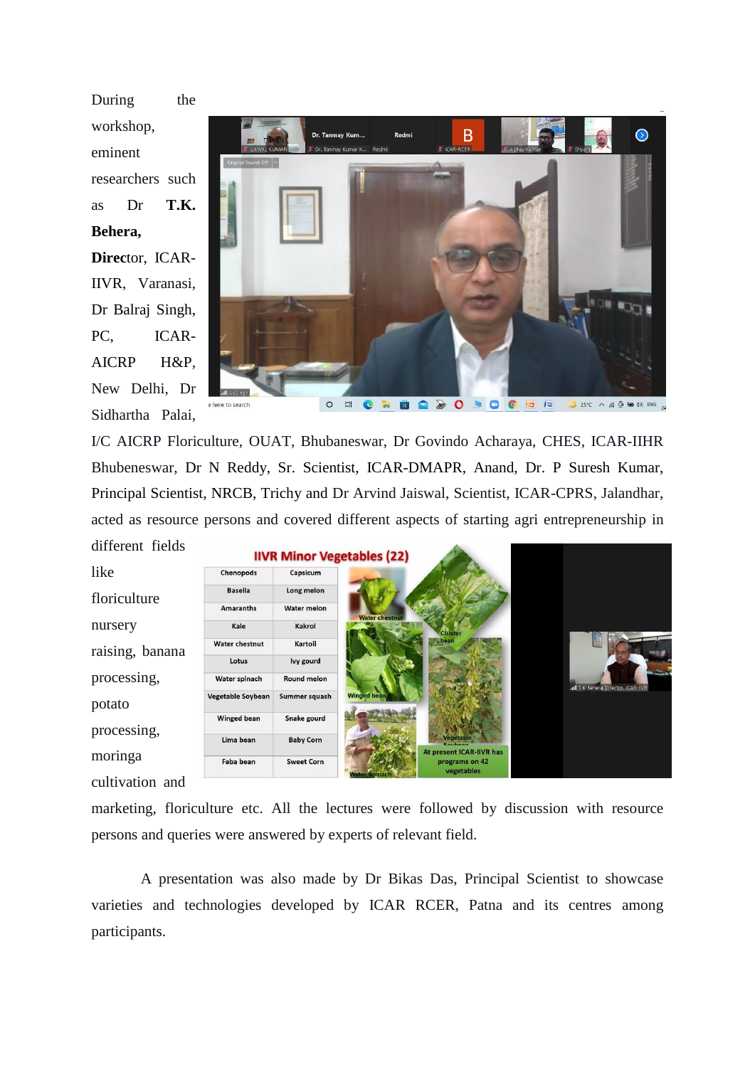During the workshop, eminent researchers such as Dr **T.K. Behera, Direc**tor, ICAR-IIVR, Varanasi, Dr Balraj Singh, PC, ICAR-AICRP H&P, New Delhi, Dr Sidhartha Palai, I/C AICRP Floriculture, OUAT, Bhubaneswar, Dr Govindo Acharaya, CHES, ICAR-IIHR Bhubeneswar, Dr N Reddy, Sr. Scientist, ICAR-DMAPR, Anand, Dr. P Suresh Kumar, Principal Scientist, NRCB, Trichy and Dr Arvind Jaiswal, Scientist, ICAR-CPRS, Jalandhar, acted as resource persons and covered different aspects of starting agri entrepreneurship in different fields like floriculture nursery raising, banana processing, potato processing, moringa cultivation and marketing, floriculture etc. All the lectures were followed by discussion with resource persons and queries were answered by experts of relevant field.

A presentation was also made by Dr Bikas Das, Principal Scientist to showcase varieties and technologies developed by ICAR RCER, Patna and its centres among participants.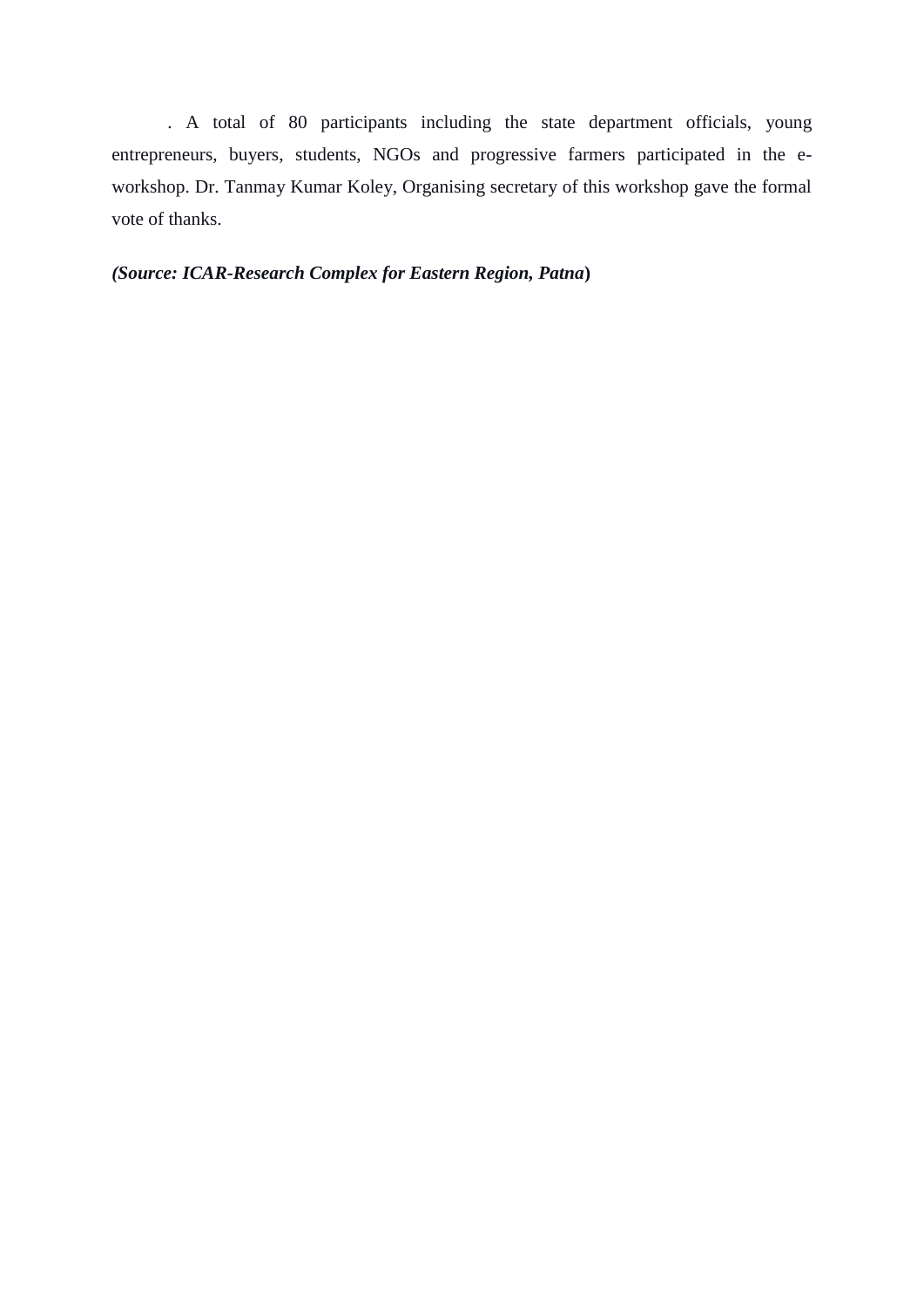. A total of 80 participants including the state department officials, young entrepreneurs, buyers, students, NGOs and progressive farmers participated in the e-workshop. Dr. Tanmay Kumar Koley, Organising secretary of this workshop gave the formal vote of thanks.

***(Source: ICAR-Research Complex for Eastern Region, Patna*)**